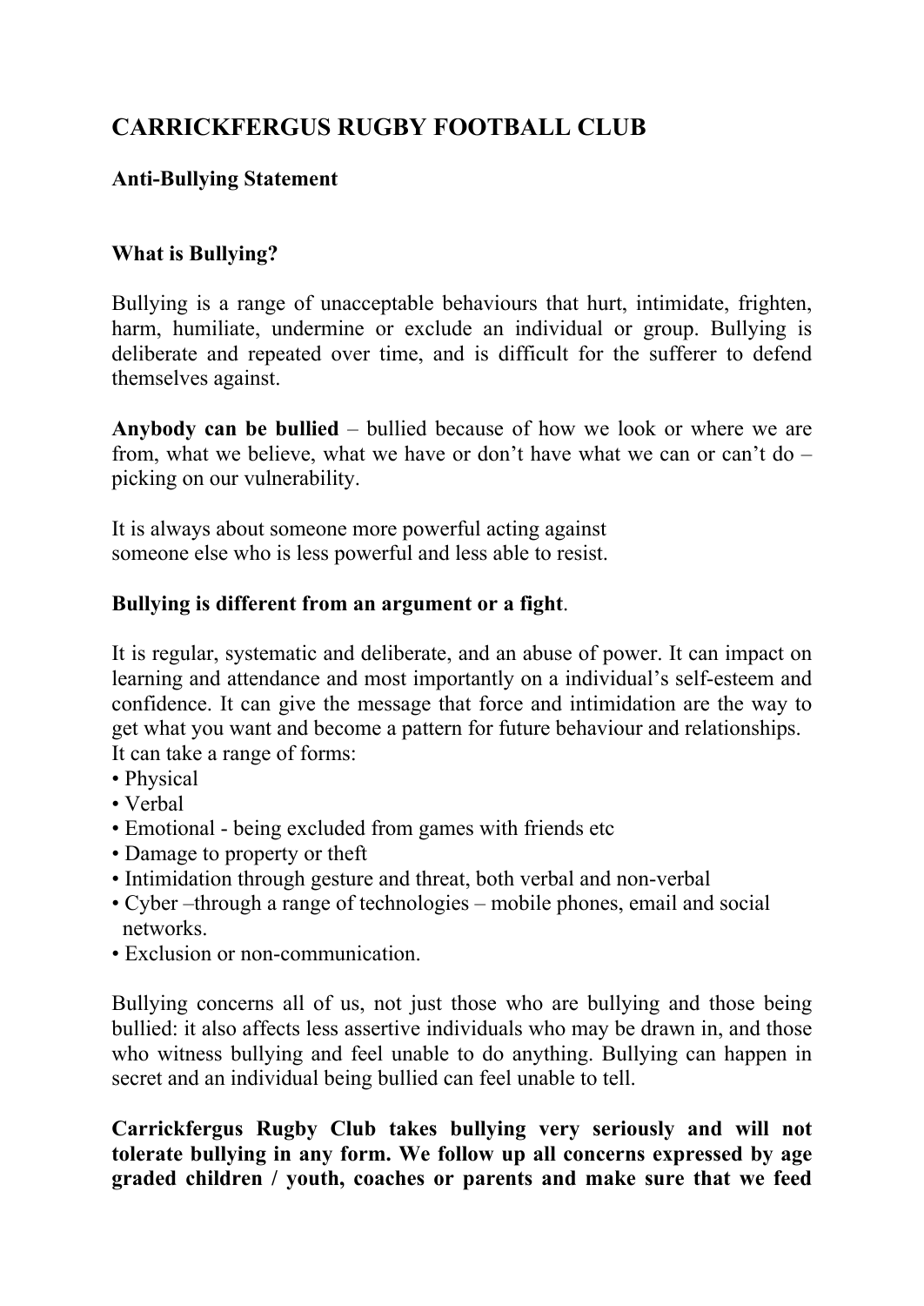# CARRICKFERGUS RUGBY FOOTBALL CLUB

## Anti-Bullying Statement

### What is Bullying?

Bullying is a range of unacceptable behaviours that hurt, intimidate, frighten, harm, humiliate, undermine or exclude an individual or group. Bullying is deliberate and repeated over time, and is difficult for the sufferer to defend themselves against.

**Anybody can be bullied** – bullied because of how we look or where we are from, what we believe, what we have or don't have what we can or can't do – picking on our vulnerability.

It is always about someone more powerful acting against
someone else who is less powerful and less able to resist.

**Bullying is different from an argument or a fight**.

It is regular, systematic and deliberate, and an abuse of power. It can impact on learning and attendance and most importantly on a individual's self-esteem and confidence. It can give the message that force and intimidation are the way to get what you want and become a pattern for future behaviour and relationships.
It can take a range of forms:

- Physical
- Verbal
- Emotional - being excluded from games with friends etc
- Damage to property or theft
- Intimidation through gesture and threat, both verbal and non-verbal
- Cyber –through a range of technologies – mobile phones, email and social networks.
- Exclusion or non-communication.

Bullying concerns all of us, not just those who are bullying and those being bullied: it also affects less assertive individuals who may be drawn in, and those who witness bullying and feel unable to do anything. Bullying can happen in secret and an individual being bullied can feel unable to tell.

**Carrickfergus Rugby Club takes bullying very seriously and will not tolerate bullying in any form. We follow up all concerns expressed by age graded children / youth, coaches or parents and make sure that we feed**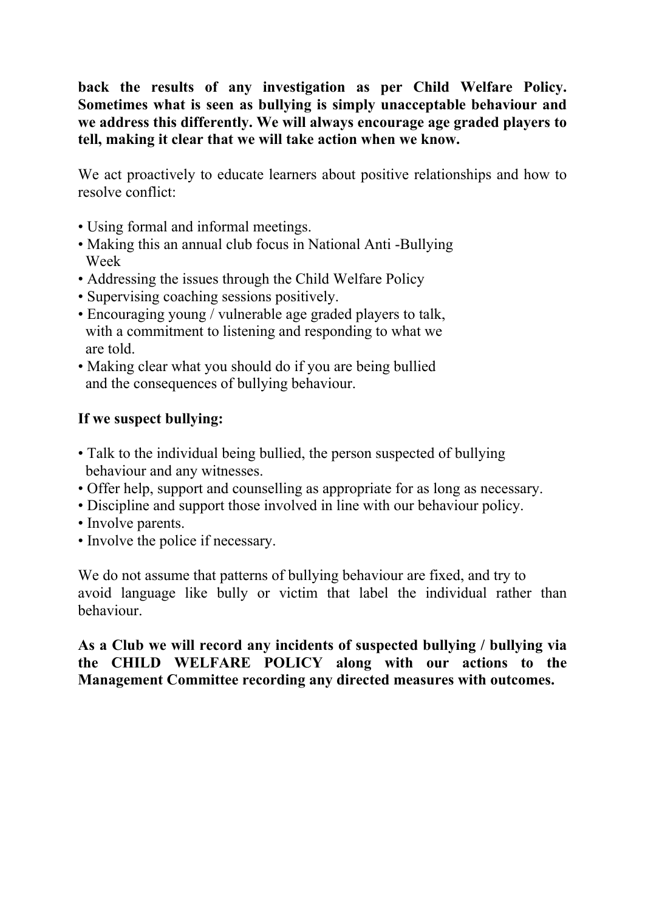**back the results of any investigation as per Child Welfare Policy. Sometimes what is seen as bullying is simply unacceptable behaviour and we address this differently. We will always encourage age graded players to tell, making it clear that we will take action when we know.**

We act proactively to educate learners about positive relationships and how to resolve conflict:

- Using formal and informal meetings.
- Making this an annual club focus in National Anti -Bullying Week
- Addressing the issues through the Child Welfare Policy
- Supervising coaching sessions positively.
- Encouraging young / vulnerable age graded players to talk, with a commitment to listening and responding to what we are told.
- Making clear what you should do if you are being bullied and the consequences of bullying behaviour.

**If we suspect bullying:**

- Talk to the individual being bullied, the person suspected of bullying behaviour and any witnesses.
- Offer help, support and counselling as appropriate for as long as necessary.
- Discipline and support those involved in line with our behaviour policy.
- Involve parents.
- Involve the police if necessary.

We do not assume that patterns of bullying behaviour are fixed, and try to avoid language like bully or victim that label the individual rather than behaviour.

**As a Club we will record any incidents of suspected bullying / bullying via the CHILD WELFARE POLICY along with our actions to the Management Committee recording any directed measures with outcomes.**